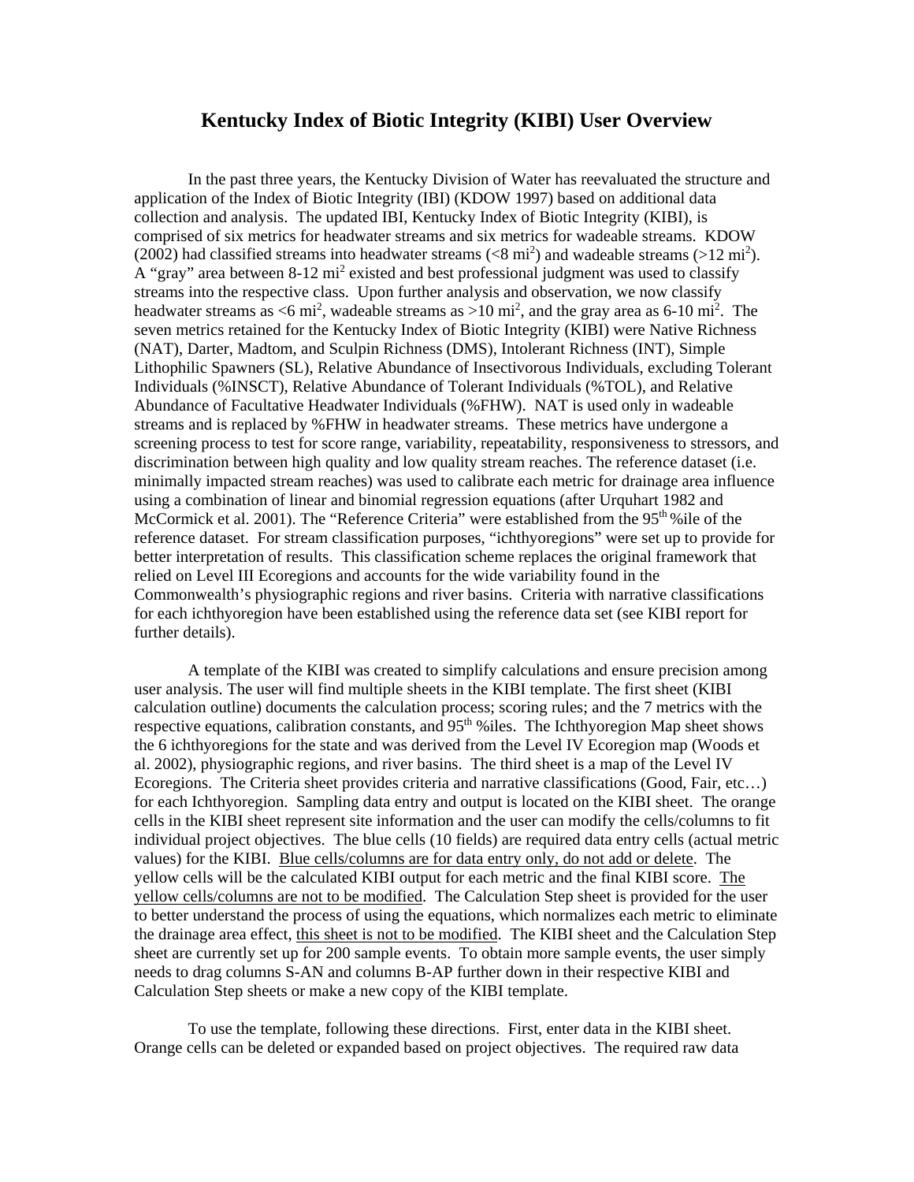# Kentucky Index of Biotic Integrity (KIBI) User Overview

In the past three years, the Kentucky Division of Water has reevaluated the structure and application of the Index of Biotic Integrity (IBI) (KDOW 1997) based on additional data collection and analysis. The updated IBI, Kentucky Index of Biotic Integrity (KIBI), is comprised of six metrics for headwater streams and six metrics for wadeable streams. KDOW (2002) had classified streams into headwater streams (<8 $mi^2$) and wadeable streams (>12 $mi^2$). A "gray" area between 8-12 $mi^2$ existed and best professional judgment was used to classify streams into the respective class. Upon further analysis and observation, we now classify headwater streams as <6 $mi^2$, wadeable streams as >10 $mi^2$, and the gray area as 6-10 $mi^2$. The seven metrics retained for the Kentucky Index of Biotic Integrity (KIBI) were Native Richness (NAT), Darter, Madtom, and Sculpin Richness (DMS), Intolerant Richness (INT), Simple Lithophilic Spawners (SL), Relative Abundance of Insectivorous Individuals, excluding Tolerant Individuals (%INSCT), Relative Abundance of Tolerant Individuals (%TOL), and Relative Abundance of Facultative Headwater Individuals (%FHW). NAT is used only in wadeable streams and is replaced by %FHW in headwater streams. These metrics have undergone a screening process to test for score range, variability, repeatability, responsiveness to stressors, and discrimination between high quality and low quality stream reaches. The reference dataset (i.e. minimally impacted stream reaches) was used to calibrate each metric for drainage area influence using a combination of linear and binomial regression equations (after Urquhart 1982 and McCormick et al. 2001). The "Reference Criteria" were established from the 95th %ile of the reference dataset. For stream classification purposes, "ichthyoregions" were set up to provide for better interpretation of results. This classification scheme replaces the original framework that relied on Level III Ecoregions and accounts for the wide variability found in the Commonwealth's physiographic regions and river basins. Criteria with narrative classifications for each ichthyoregion have been established using the reference data set (see KIBI report for further details).

A template of the KIBI was created to simplify calculations and ensure precision among user analysis. The user will find multiple sheets in the KIBI template. The first sheet (KIBI calculation outline) documents the calculation process; scoring rules; and the 7 metrics with the respective equations, calibration constants, and 95th %iles. The Ichthyoregion Map sheet shows the 6 ichthyoregions for the state and was derived from the Level IV Ecoregion map (Woods et al. 2002), physiographic regions, and river basins. The third sheet is a map of the Level IV Ecoregions. The Criteria sheet provides criteria and narrative classifications (Good, Fair, etc…) for each Ichthyoregion. Sampling data entry and output is located on the KIBI sheet. The orange cells in the KIBI sheet represent site information and the user can modify the cells/columns to fit individual project objectives. The blue cells (10 fields) are required data entry cells (actual metric values) for the KIBI. <u>Blue cells/columns are for data entry only, do not add or delete</u>. The yellow cells will be the calculated KIBI output for each metric and the final KIBI score. <u>The yellow cells/columns are not to be modified</u>. The Calculation Step sheet is provided for the user to better understand the process of using the equations, which normalizes each metric to eliminate the drainage area effect, <u>this sheet is not to be modified</u>. The KIBI sheet and the Calculation Step sheet are currently set up for 200 sample events. To obtain more sample events, the user simply needs to drag columns S-AN and columns B-AP further down in their respective KIBI and Calculation Step sheets or make a new copy of the KIBI template.

To use the template, following these directions. First, enter data in the KIBI sheet. Orange cells can be deleted or expanded based on project objectives. The required raw data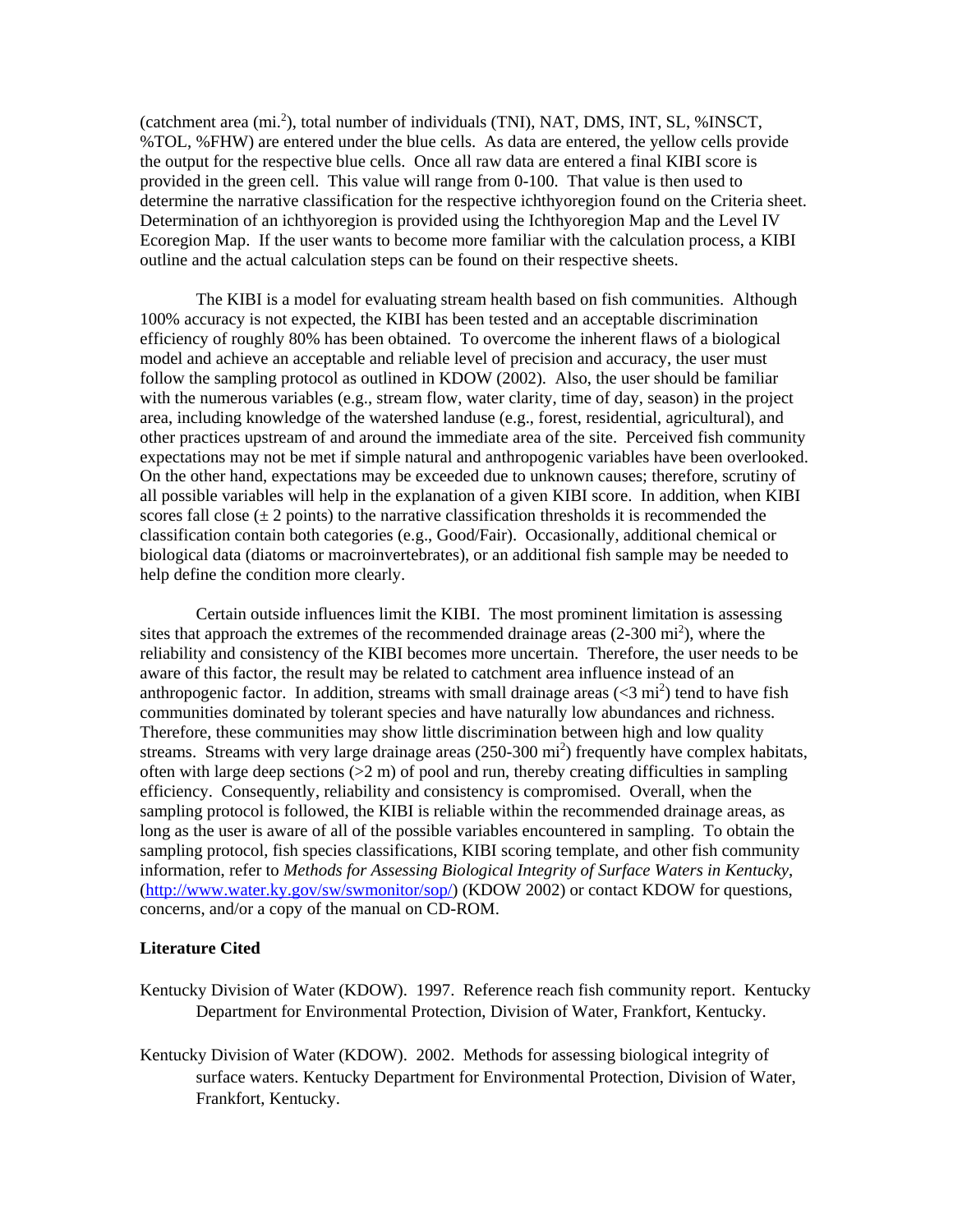(catchment area (mi.$^2$), total number of individuals (TNI), NAT, DMS, INT, SL, %INSCT, %TOL, %FHW) are entered under the blue cells. As data are entered, the yellow cells provide the output for the respective blue cells. Once all raw data are entered a final KIBI score is provided in the green cell. This value will range from 0-100. That value is then used to determine the narrative classification for the respective ichthyoregion found on the Criteria sheet. Determination of an ichthyoregion is provided using the Ichthyoregion Map and the Level IV Ecoregion Map. If the user wants to become more familiar with the calculation process, a KIBI outline and the actual calculation steps can be found on their respective sheets.

The KIBI is a model for evaluating stream health based on fish communities. Although 100% accuracy is not expected, the KIBI has been tested and an acceptable discrimination efficiency of roughly 80% has been obtained. To overcome the inherent flaws of a biological model and achieve an acceptable and reliable level of precision and accuracy, the user must follow the sampling protocol as outlined in KDOW (2002). Also, the user should be familiar with the numerous variables (e.g., stream flow, water clarity, time of day, season) in the project area, including knowledge of the watershed landuse (e.g., forest, residential, agricultural), and other practices upstream of and around the immediate area of the site. Perceived fish community expectations may not be met if simple natural and anthropogenic variables have been overlooked. On the other hand, expectations may be exceeded due to unknown causes; therefore, scrutiny of all possible variables will help in the explanation of a given KIBI score. In addition, when KIBI scores fall close (± 2 points) to the narrative classification thresholds it is recommended the classification contain both categories (e.g., Good/Fair). Occasionally, additional chemical or biological data (diatoms or macroinvertebrates), or an additional fish sample may be needed to help define the condition more clearly.

Certain outside influences limit the KIBI. The most prominent limitation is assessing sites that approach the extremes of the recommended drainage areas (2-300 mi$^2$), where the reliability and consistency of the KIBI becomes more uncertain. Therefore, the user needs to be aware of this factor, the result may be related to catchment area influence instead of an anthropogenic factor. In addition, streams with small drainage areas (<3 mi$^2$) tend to have fish communities dominated by tolerant species and have naturally low abundances and richness. Therefore, these communities may show little discrimination between high and low quality streams. Streams with very large drainage areas (250-300 mi$^2$) frequently have complex habitats, often with large deep sections (>2 m) of pool and run, thereby creating difficulties in sampling efficiency. Consequently, reliability and consistency is compromised. Overall, when the sampling protocol is followed, the KIBI is reliable within the recommended drainage areas, as long as the user is aware of all of the possible variables encountered in sampling. To obtain the sampling protocol, fish species classifications, KIBI scoring template, and other fish community information, refer to *Methods for Assessing Biological Integrity of Surface Waters in Kentucky*, (http://www.water.ky.gov/sw/swmonitor/sop/) (KDOW 2002) or contact KDOW for questions, concerns, and/or a copy of the manual on CD-ROM.

**Literature Cited**

Kentucky Division of Water (KDOW). 1997. Reference reach fish community report. Kentucky Department for Environmental Protection, Division of Water, Frankfort, Kentucky.

Kentucky Division of Water (KDOW). 2002. Methods for assessing biological integrity of surface waters. Kentucky Department for Environmental Protection, Division of Water, Frankfort, Kentucky.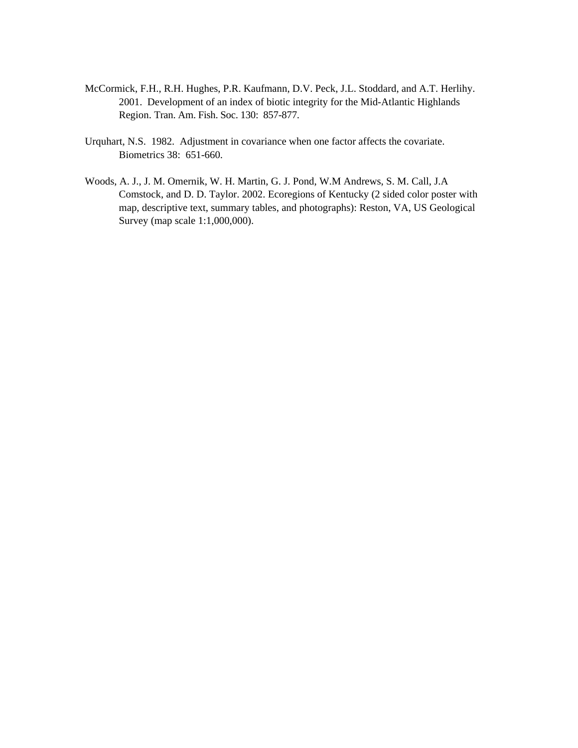McCormick, F.H., R.H. Hughes, P.R. Kaufmann, D.V. Peck, J.L. Stoddard, and A.T. Herlihy. 2001. Development of an index of biotic integrity for the Mid-Atlantic Highlands Region. Tran. Am. Fish. Soc. 130: 857-877.

Urquhart, N.S. 1982. Adjustment in covariance when one factor affects the covariate. Biometrics 38: 651-660.

Woods, A. J., J. M. Omernik, W. H. Martin, G. J. Pond, W.M Andrews, S. M. Call, J.A Comstock, and D. D. Taylor. 2002. Ecoregions of Kentucky (2 sided color poster with map, descriptive text, summary tables, and photographs): Reston, VA, US Geological Survey (map scale 1:1,000,000).